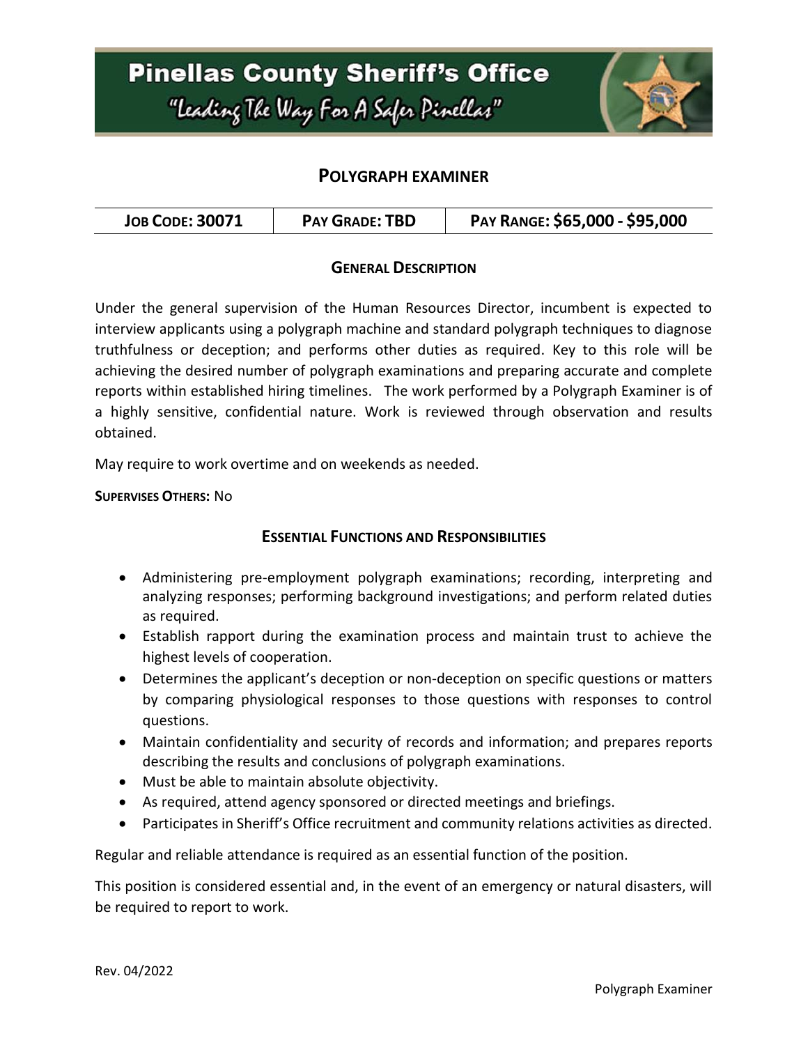# Pinellas County Sheriff's Office

*"Leading The Way For A Safer Pinellas"*

## POLYGRAPH EXAMINER

| JOB CODE: 30071 | PAY GRADE: TBD | PAY RANGE: $65,000 - $95,000 |
|---|---|---|

### GENERAL DESCRIPTION

Under the general supervision of the Human Resources Director, incumbent is expected to interview applicants using a polygraph machine and standard polygraph techniques to diagnose truthfulness or deception; and performs other duties as required. Key to this role will be achieving the desired number of polygraph examinations and preparing accurate and complete reports within established hiring timelines. The work performed by a Polygraph Examiner is of a highly sensitive, confidential nature. Work is reviewed through observation and results obtained.

May require to work overtime and on weekends as needed.

**SUPERVISES OTHERS:** No

### ESSENTIAL FUNCTIONS AND RESPONSIBILITIES

- Administering pre-employment polygraph examinations; recording, interpreting and analyzing responses; performing background investigations; and perform related duties as required.
- Establish rapport during the examination process and maintain trust to achieve the highest levels of cooperation.
- Determines the applicant's deception or non-deception on specific questions or matters by comparing physiological responses to those questions with responses to control questions.
- Maintain confidentiality and security of records and information; and prepares reports describing the results and conclusions of polygraph examinations.
- Must be able to maintain absolute objectivity.
- As required, attend agency sponsored or directed meetings and briefings.
- Participates in Sheriff's Office recruitment and community relations activities as directed.

Regular and reliable attendance is required as an essential function of the position.

This position is considered essential and, in the event of an emergency or natural disasters, will be required to report to work.

Rev. 04/2022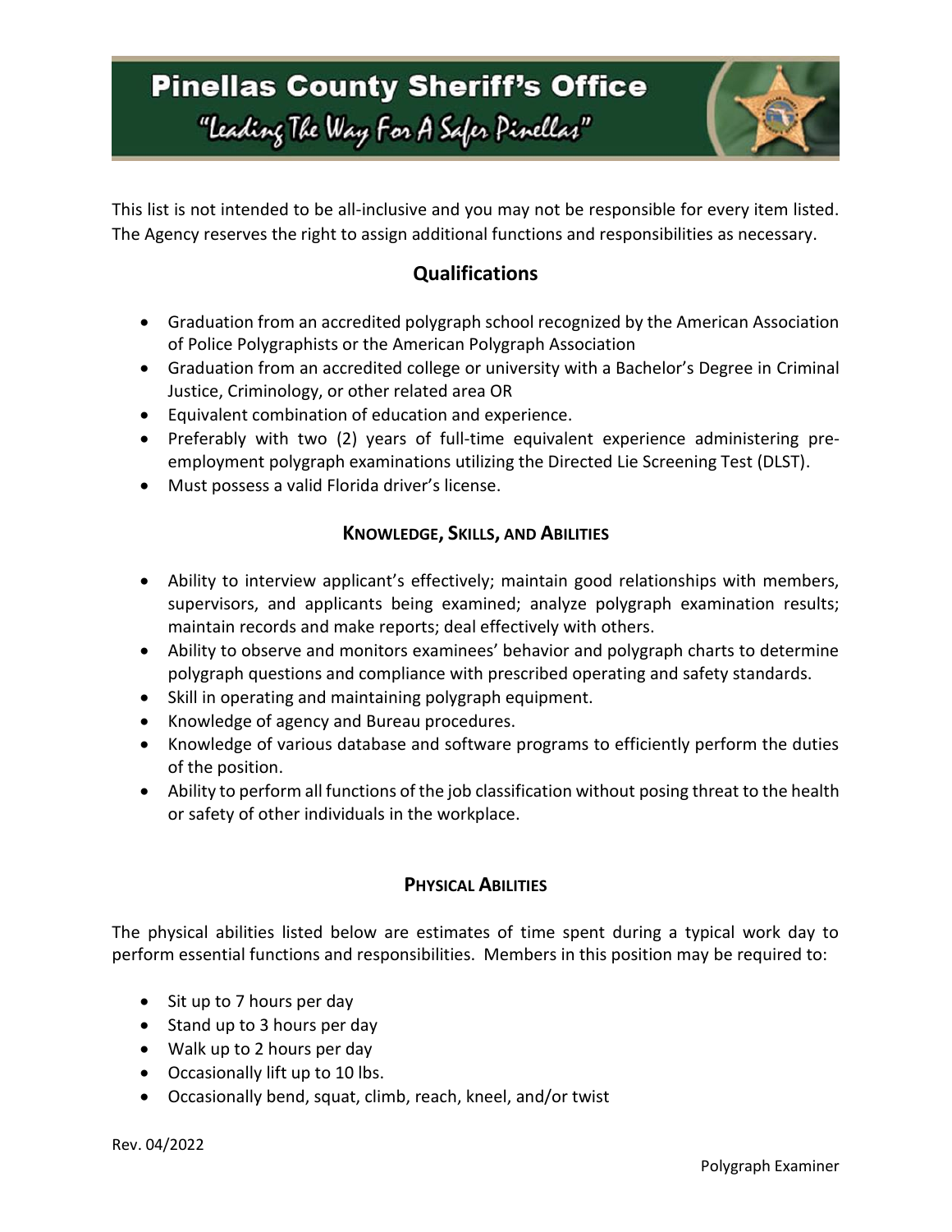This list is not intended to be all-inclusive and you may not be responsible for every item listed. The Agency reserves the right to assign additional functions and responsibilities as necessary.

## Qualifications

- Graduation from an accredited polygraph school recognized by the American Association of Police Polygraphists or the American Polygraph Association
- Graduation from an accredited college or university with a Bachelor's Degree in Criminal Justice, Criminology, or other related area OR
- Equivalent combination of education and experience.
- Preferably with two (2) years of full-time equivalent experience administering pre-employment polygraph examinations utilizing the Directed Lie Screening Test (DLST).
- Must possess a valid Florida driver's license.

## Knowledge, Skills, and Abilities

- Ability to interview applicant's effectively; maintain good relationships with members, supervisors, and applicants being examined; analyze polygraph examination results; maintain records and make reports; deal effectively with others.
- Ability to observe and monitors examinees' behavior and polygraph charts to determine polygraph questions and compliance with prescribed operating and safety standards.
- Skill in operating and maintaining polygraph equipment.
- Knowledge of agency and Bureau procedures.
- Knowledge of various database and software programs to efficiently perform the duties of the position.
- Ability to perform all functions of the job classification without posing threat to the health or safety of other individuals in the workplace.

## Physical Abilities

The physical abilities listed below are estimates of time spent during a typical work day to perform essential functions and responsibilities. Members in this position may be required to:

- Sit up to 7 hours per day
- Stand up to 3 hours per day
- Walk up to 2 hours per day
- Occasionally lift up to 10 lbs.
- Occasionally bend, squat, climb, reach, kneel, and/or twist

Rev. 04/2022